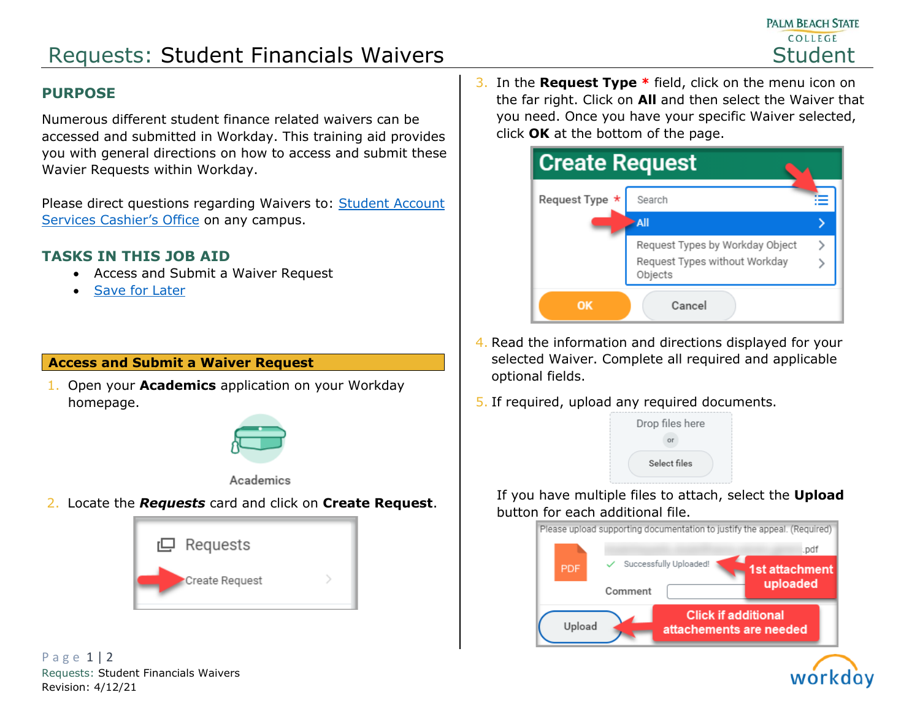# Requests: Student Financials Waivers

## PURPOSE

Numerous different student finance related waivers can be accessed and submitted in Workday. This training aid provides you with general directions on how to access and submit these Wavier Requests within Workday.

Please direct questions regarding Waivers to: Student Account Services Cashier's Office on any campus.

## TASKS IN THIS JOB AID

- Access and Submit a Waiver Request
- Save for Later

### Access and Submit a Waiver Request

1. Open your **Academics** application on your Workday homepage.
2. Locate the ***Requests*** card and click on **Create Request**.
3. In the **Request Type** * field, click on the menu icon on the far right. Click on **All** and then select the Waiver that you need. Once you have your specific Waiver selected, click **OK** at the bottom of the page.
4. Read the information and directions displayed for your selected Waiver. Complete all required and applicable optional fields.
5. If required, upload any required documents.

   If you have multiple files to attach, select the **Upload** button for each additional file.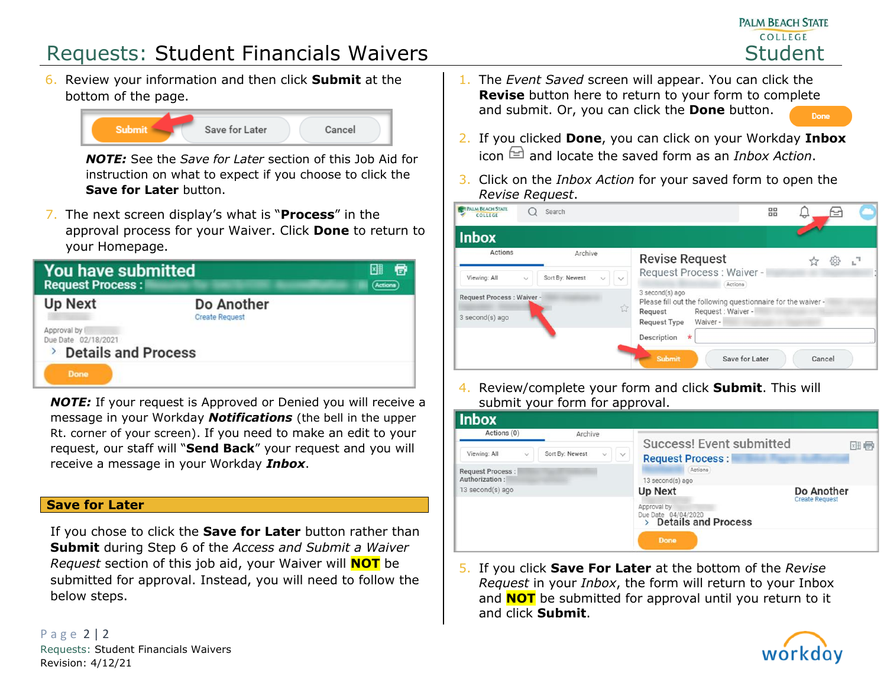6. Review your information and then click **Submit** at the bottom of the page.

   ***NOTE:*** See the *Save for Later* section of this Job Aid for instruction on what to expect if you choose to click the **Save for Later** button.

7. The next screen display's what is "**Process**" in the approval process for your Waiver. Click **Done** to return to your Homepage.

***NOTE:*** If your request is Approved or Denied you will receive a message in your Workday ***Notifications*** (the bell in the upper Rt. corner of your screen). If you need to make an edit to your request, our staff will "**Send Back**" your request and you will receive a message in your Workday ***Inbox***.

## Save for Later

If you chose to click the **Save for Later** button rather than **Submit** during Step 6 of the *Access and Submit a Waiver Request* section of this job aid, your Waiver will **NOT** be submitted for approval. Instead, you will need to follow the below steps.

1. The *Event Saved* screen will appear. You can click the **Revise** button here to return to your form to complete and submit. Or, you can click the **Done** button.
2. If you clicked **Done**, you can click on your Workday **Inbox** icon and locate the saved form as an *Inbox Action*.
3. Click on the *Inbox Action* for your saved form to open the *Revise Request*.
4. Review/complete your form and click **Submit**. This will submit your form for approval.
5. If you click **Save For Later** at the bottom of the *Revise Request* in your *Inbox*, the form will return to your Inbox and **NOT** be submitted for approval until you return to it and click **Submit**.